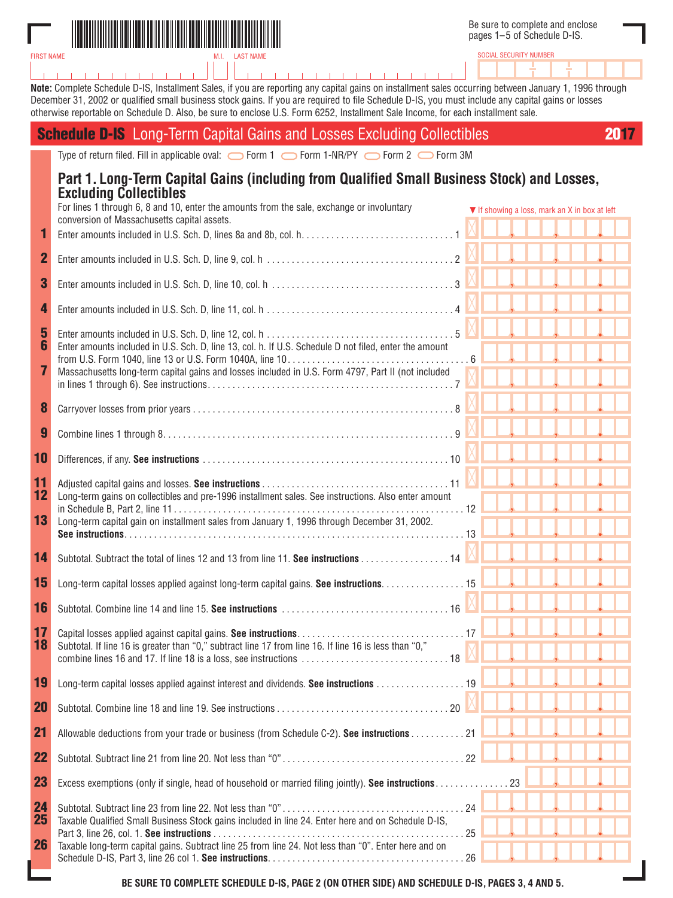Be sure to complete and enclose pages 1–5 of Schedule D-IS.

FIRST NAME | M.I. | LAST NAME | SOCIAL SECURITY NUMBER

**Note:** Complete Schedule D-IS, Installment Sales, if you are reporting any capital gains on installment sales occurring between January 1, 1996 through December 31, 2002 or qualified small business stock gains. If you are required to file Schedule D-IS, you must include any capital gains or losses otherwise reportable on Schedule D. Also, be sure to enclose U.S. Form 6252, Installment Sale Income, for each installment sale.

# Schedule D-IS Long-Term Capital Gains and Losses Excluding Collectibles 2017

Type of return filed. Fill in applicable oval: ⬭ Form 1 ⬭ Form 1-NR/PY ⬭ Form 2 ⬭ Form 3M

## Part 1. Long-Term Capital Gains (including from Qualified Small Business Stock) and Losses, Excluding Collectibles

For lines 1 through 6, 8 and 10, enter the amounts from the sale, exchange or involuntary conversion of Massachusetts capital assets.

▼ If showing a loss, mark an X in box at left

1. Enter amounts included in U.S. Sch. D, lines 8a and 8b, col. h. . . . . 1
2. Enter amounts included in U.S. Sch. D, line 9, col. h . . . . . 2
3. Enter amounts included in U.S. Sch. D, line 10, col. h . . . . . 3
4. Enter amounts included in U.S. Sch. D, line 11, col. h . . . . . 4
5. Enter amounts included in U.S. Sch. D, line 12, col. h . . . . . 5
6. Enter amounts included in U.S. Sch. D, line 13, col. h. If U.S. Schedule D not filed, enter the amount from U.S. Form 1040, line 13 or U.S. Form 1040A, line 10. . . . . 6
7. Massachusetts long-term capital gains and losses included in U.S. Form 4797, Part II (not included in lines 1 through 6). See instructions. . . . . 7
8. Carryover losses from prior years . . . . . 8
9. Combine lines 1 through 8. . . . . 9
10. Differences, if any. **See instructions** . . . . . 10
11. Adjusted capital gains and losses. **See instructions** . . . . . 11
12. Long-term gains on collectibles and pre-1996 installment sales. See instructions. Also enter amount in Schedule B, Part 2, line 11 . . . . . 12
13. Long-term capital gain on installment sales from January 1, 1996 through December 31, 2002. **See instructions**. . . . . 13
14. Subtotal. Subtract the total of lines 12 and 13 from line 11. **See instructions** . . . . . 14
15. Long-term capital losses applied against long-term capital gains. **See instructions**. . . . . 15
16. Subtotal. Combine line 14 and line 15. **See instructions** . . . . . 16
17. Capital losses applied against capital gains. **See instructions**. . . . . 17
18. Subtotal. If line 16 is greater than “0,” subtract line 17 from line 16. If line 16 is less than “0,” combine lines 16 and 17. If line 18 is a loss, see instructions . . . . . 18
19. Long-term capital losses applied against interest and dividends. **See instructions** . . . . . 19
20. Subtotal. Combine line 18 and line 19. See instructions . . . . . 20
21. Allowable deductions from your trade or business (from Schedule C-2). **See instructions** . . . . . 21
22. Subtotal. Subtract line 21 from line 20. Not less than “0” . . . . . 22
23. Excess exemptions (only if single, head of household or married filing jointly). **See instructions**. . . . . 23
24. Subtotal. Subtract line 23 from line 22. Not less than “0” . . . . . 24
25. Taxable Qualified Small Business Stock gains included in line 24. Enter here and on Schedule D-IS, Part 3, line 26, col. 1. **See instructions** . . . . . 25
26. Taxable long-term capital gains. Subtract line 25 from line 24. Not less than “0”. Enter here and on Schedule D-IS, Part 3, line 26 col 1. **See instructions**. . . . . 26

**BE SURE TO COMPLETE SCHEDULE D-IS, PAGE 2 (ON OTHER SIDE) AND SCHEDULE D-IS, PAGES 3, 4 AND 5.**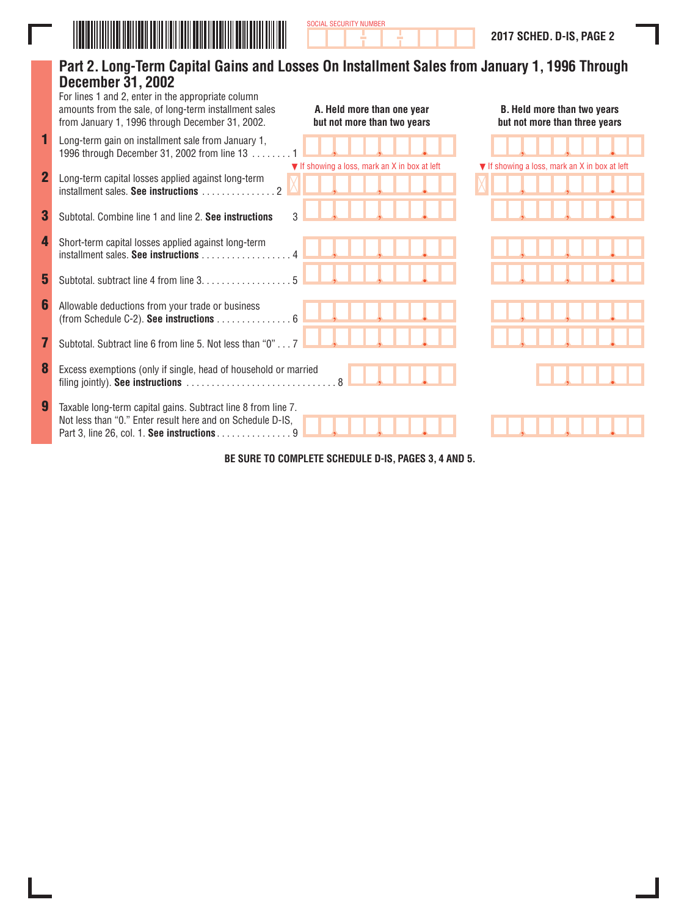SOCIAL SECURITY NUMBER

**2017 SCHED. D-IS, PAGE 2**

## Part 2. Long-Term Capital Gains and Losses On Installment Sales from January 1, 1996 Through December 31, 2002

For lines 1 and 2, enter in the appropriate column amounts from the sale, of long-term installment sales from January 1, 1996 through December 31, 2002.

| | | A. Held more than one year but not more than two years | B. Held more than two years but not more than three years |
|---|---|---|---|
| **1** | Long-term gain on installment sale from January 1, 1996 through December 31, 2002 from line 13 . . . . . . . . 1 | | |
| **2** | Long-term capital losses applied against long-term installment sales. **See instructions** . . . . . . . . . . . . . . . 2 | ▼ If showing a loss, mark an X in box at left | ▼ If showing a loss, mark an X in box at left |
| **3** | Subtotal. Combine line 1 and line 2. **See instructions** 3 | | |
| **4** | Short-term capital losses applied against long-term installment sales. **See instructions** . . . . . . . . . . . . . . . . . . 4 | | |
| **5** | Subtotal. subtract line 4 from line 3. . . . . . . . . . . . . . . . . . 5 | | |
| **6** | Allowable deductions from your trade or business (from Schedule C-2). **See instructions** . . . . . . . . . . . . . . . 6 | | |
| **7** | Subtotal. Subtract line 6 from line 5. Not less than "0" . . . 7 | | |
| **8** | Excess exemptions (only if single, head of household or married filing jointly). **See instructions** . . . . . . . . . . . . . . . . . . . . . . . . . . . . . . 8 | | |
| **9** | Taxable long-term capital gains. Subtract line 8 from line 7. Not less than "0." Enter result here and on Schedule D-IS, Part 3, line 26, col. 1. **See instructions** . . . . . . . . . . . . . . . 9 | | |

**BE SURE TO COMPLETE SCHEDULE D-IS, PAGES 3, 4 AND 5.**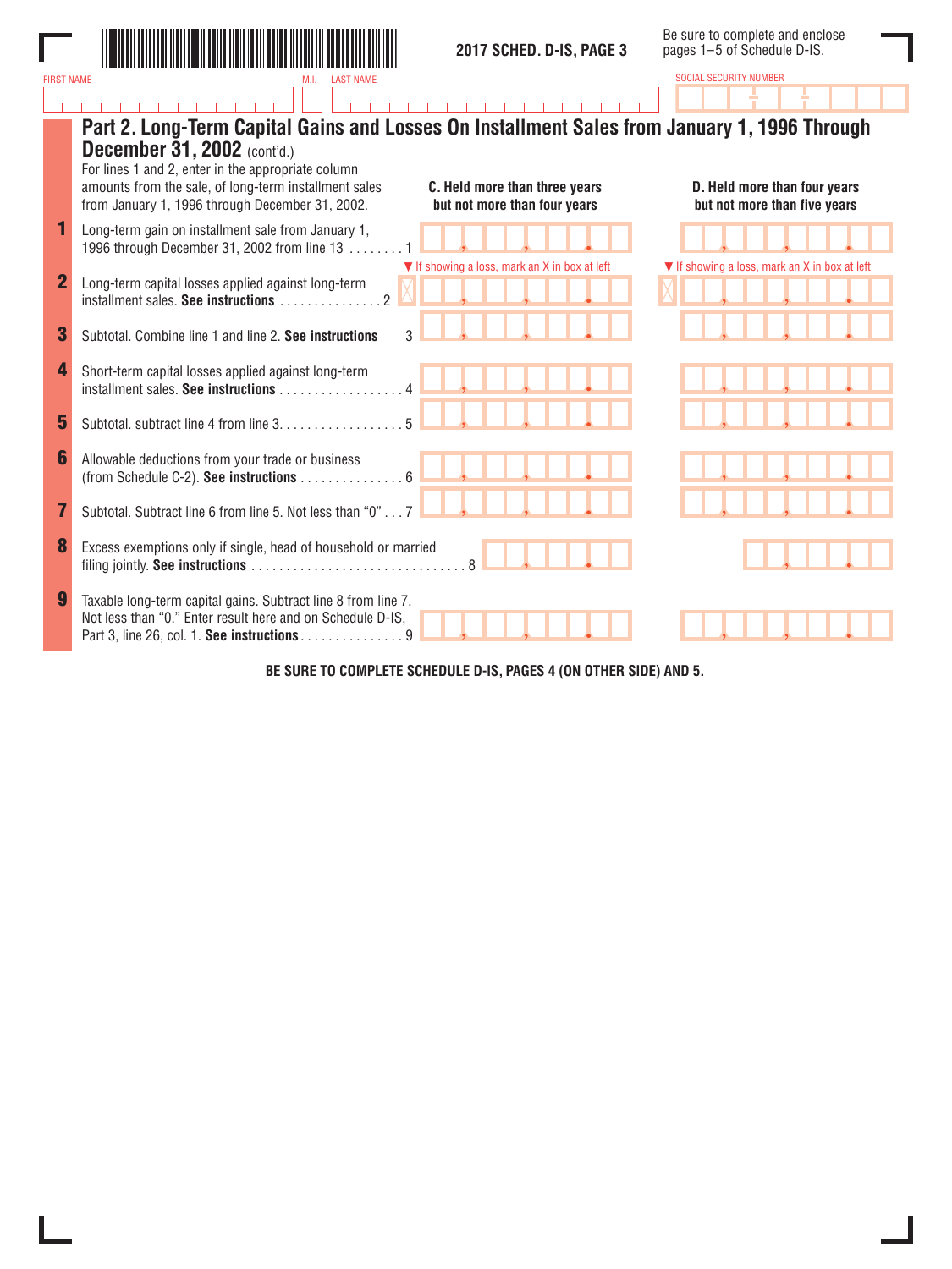2017 SCHED. D-IS, PAGE 3

Be sure to complete and enclose pages 1–5 of Schedule D-IS.

FIRST NAME | M.I. | LAST NAME | SOCIAL SECURITY NUMBER

## Part 2. Long-Term Capital Gains and Losses On Installment Sales from January 1, 1996 Through December 31, 2002 (cont'd.)

For lines 1 and 2, enter in the appropriate column amounts from the sale, of long-term installment sales from January 1, 1996 through December 31, 2002.

| Line | Description | C. Held more than three years but not more than four years | D. Held more than four years but not more than five years |
|---|---|---|---|
| 1 | Long-term gain on installment sale from January 1, 1996 through December 31, 2002 from line 13 . . . . . . . . 1 | | |
| 2 | Long-term capital losses applied against long-term installment sales. **See instructions** . . . . . . . . . . . . . . . 2 | ▼ If showing a loss, mark an X in box at left | ▼ If showing a loss, mark an X in box at left |
| 3 | Subtotal. Combine line 1 and line 2. **See instructions** 3 | | |
| 4 | Short-term capital losses applied against long-term installment sales. **See instructions** . . . . . . . . . . . . . . . . . . 4 | | |
| 5 | Subtotal. subtract line 4 from line 3. . . . . . . . . . . . . . . . . . 5 | | |
| 6 | Allowable deductions from your trade or business (from Schedule C-2). **See instructions** . . . . . . . . . . . . . . . 6 | | |
| 7 | Subtotal. Subtract line 6 from line 5. Not less than "0" . . . 7 | | |
| 8 | Excess exemptions only if single, head of household or married filing jointly. **See instructions** . . . . . . . . . . . . . . . . . . . . . . . . . . . . . . . 8 | | |
| 9 | Taxable long-term capital gains. Subtract line 8 from line 7. Not less than "0." Enter result here and on Schedule D-IS, Part 3, line 26, col. 1. **See instructions** . . . . . . . . . . . . . . . 9 | | |

**BE SURE TO COMPLETE SCHEDULE D-IS, PAGES 4 (ON OTHER SIDE) AND 5.**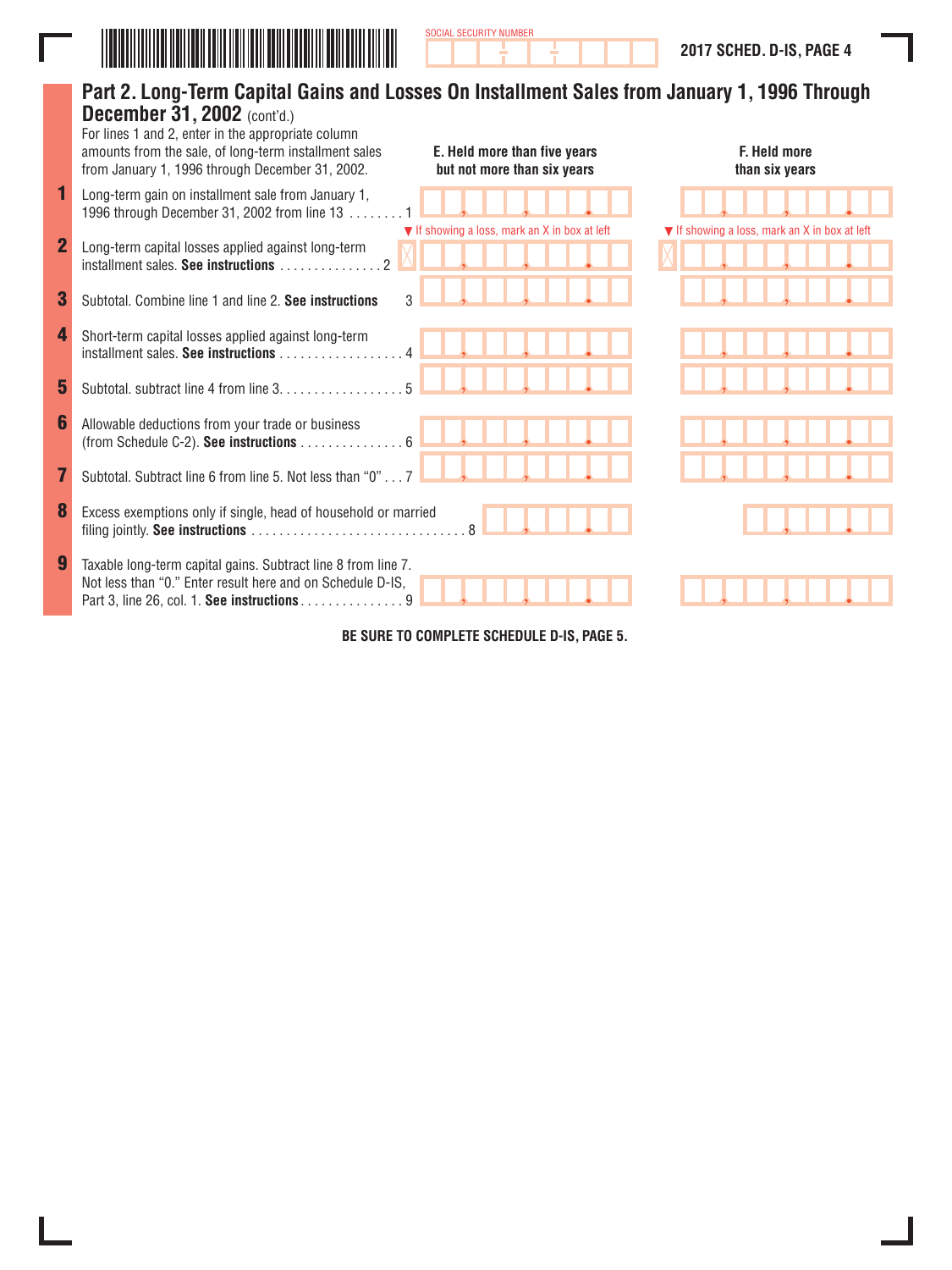SOCIAL SECURITY NUMBER

**2017 SCHED. D-IS, PAGE 4**

## Part 2. Long-Term Capital Gains and Losses On Installment Sales from January 1, 1996 Through December 31, 2002 (cont'd.)

| For lines 1 and 2, enter in the appropriate column amounts from the sale, of long-term installment sales from January 1, 1996 through December 31, 2002. | E. Held more than five years but not more than six years | F. Held more than six years |
|---|---|---|
| **1** Long-term gain on installment sale from January 1, 1996 through December 31, 2002 from line 13 . . . . . . . . 1 | | |
| | ▼ If showing a loss, mark an X in box at left | ▼ If showing a loss, mark an X in box at left |
| **2** Long-term capital losses applied against long-term installment sales. **See instructions** . . . . . . . . . . . . . . . 2 | | |
| **3** Subtotal. Combine line 1 and line 2. **See instructions** 3 | | |
| **4** Short-term capital losses applied against long-term installment sales. **See instructions** . . . . . . . . . . . . . . . . . 4 | | |
| **5** Subtotal. subtract line 4 from line 3. . . . . . . . . . . . . . . . . . 5 | | |
| **6** Allowable deductions from your trade or business (from Schedule C-2). **See instructions** . . . . . . . . . . . . . . . 6 | | |
| **7** Subtotal. Subtract line 6 from line 5. Not less than "0" . . . 7 | | |
| **8** Excess exemptions only if single, head of household or married filing jointly. **See instructions** . . . . . . . . . . . . . . . . . . . . . . . . . . . . . . . 8 | | |
| **9** Taxable long-term capital gains. Subtract line 8 from line 7. Not less than "0." Enter result here and on Schedule D-IS, Part 3, line 26, col. 1. **See instructions** . . . . . . . . . . . . . . . 9 | | |

**BE SURE TO COMPLETE SCHEDULE D-IS, PAGE 5.**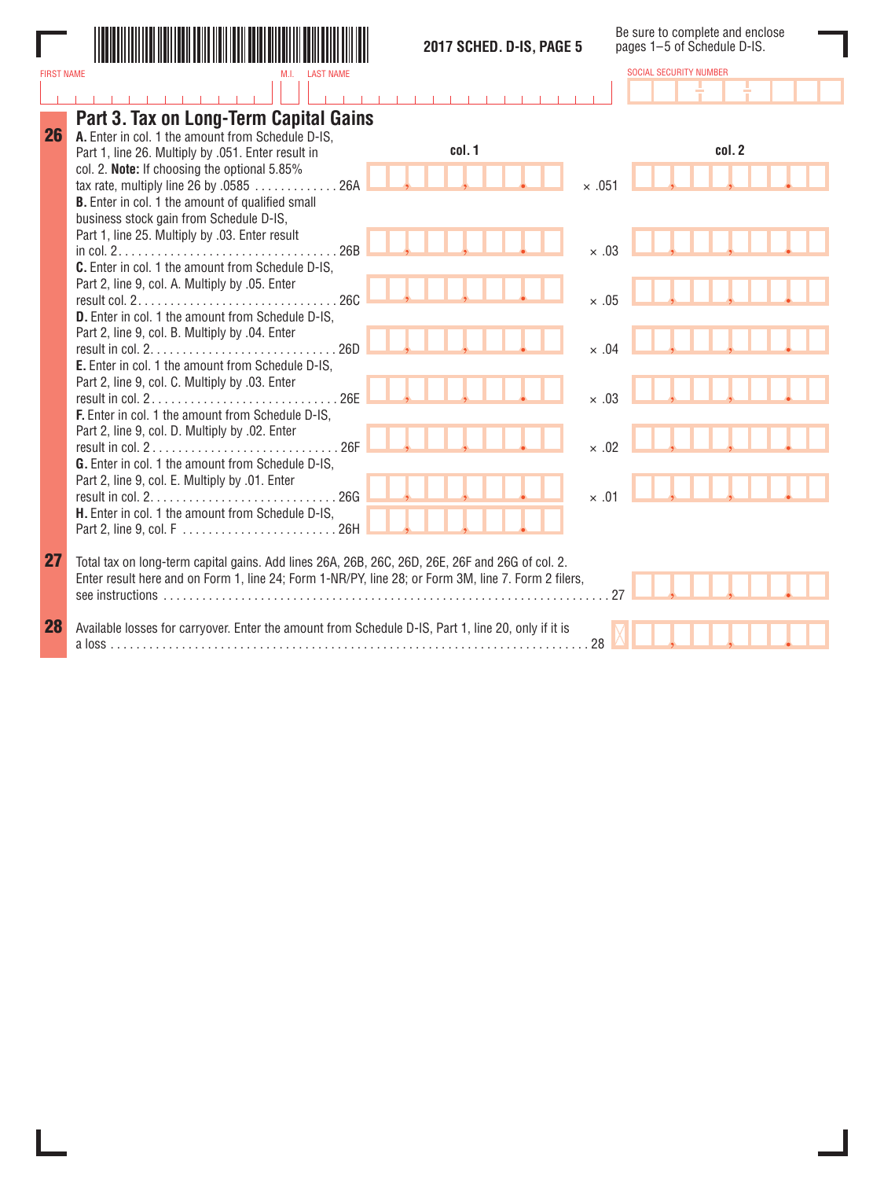2017 SCHED. D-IS, PAGE 5

Be sure to complete and enclose pages 1–5 of Schedule D-IS.

FIRST NAME | M.I. | LAST NAME | SOCIAL SECURITY NUMBER

## Part 3. Tax on Long-Term Capital Gains

| | | col. 1 | | col. 2 |
|---|---|---|---|---|
| **26** | **A.** Enter in col. 1 the amount from Schedule D-IS, Part 1, line 26. Multiply by .051. Enter result in col. 2. **Note:** If choosing the optional 5.85% tax rate, multiply line 26 by .0585 . . . . . . . . . . . . . 26A | | × .051 | |
| | **B.** Enter in col. 1 the amount of qualified small business stock gain from Schedule D-IS, Part 1, line 25. Multiply by .03. Enter result in col. 2. . . . . . . . . . . . . . . . . . . . . . . . . . . . . . . . . 26B | | × .03 | |
| | **C.** Enter in col. 1 the amount from Schedule D-IS, Part 2, line 9, col. A. Multiply by .05. Enter result col. 2. . . . . . . . . . . . . . . . . . . . . . . . . . . . . . 26C | | × .05 | |
| | **D.** Enter in col. 1 the amount from Schedule D-IS, Part 2, line 9, col. B. Multiply by .04. Enter result in col. 2. . . . . . . . . . . . . . . . . . . . . . . . . . . . 26D | | × .04 | |
| | **E.** Enter in col. 1 the amount from Schedule D-IS, Part 2, line 9, col. C. Multiply by .03. Enter result in col. 2 . . . . . . . . . . . . . . . . . . . . . . . . . . . . 26E | | × .03 | |
| | **F.** Enter in col. 1 the amount from Schedule D-IS, Part 2, line 9, col. D. Multiply by .02. Enter result in col. 2 . . . . . . . . . . . . . . . . . . . . . . . . . . . . 26F | | × .02 | |
| | **G.** Enter in col. 1 the amount from Schedule D-IS, Part 2, line 9, col. E. Multiply by .01. Enter result in col. 2. . . . . . . . . . . . . . . . . . . . . . . . . . . . 26G | | × .01 | |
| | **H.** Enter in col. 1 the amount from Schedule D-IS, Part 2, line 9, col. F . . . . . . . . . . . . . . . . . . . . . . . . 26H | | | |

**27** Total tax on long-term capital gains. Add lines 26A, 26B, 26C, 26D, 26E, 26F and 26G of col. 2. Enter result here and on Form 1, line 24; Form 1-NR/PY, line 28; or Form 3M, line 7. Form 2 filers, see instructions . . . . . . . . . . . . . . . . . . . . . . . . . . . . . . . . . . . . . . . . . . . . . . . . . . . . . . . . . . . . . . . . . . . . . . . 27

**28** Available losses for carryover. Enter the amount from Schedule D-IS, Part 1, line 20, only if it is a loss . . . . . . . . . . . . . . . . . . . . . . . . . . . . . . . . . . . . . . . . . . . . . . . . . . . . . . . . . . . . . . . . . . . . . . . . . . 28